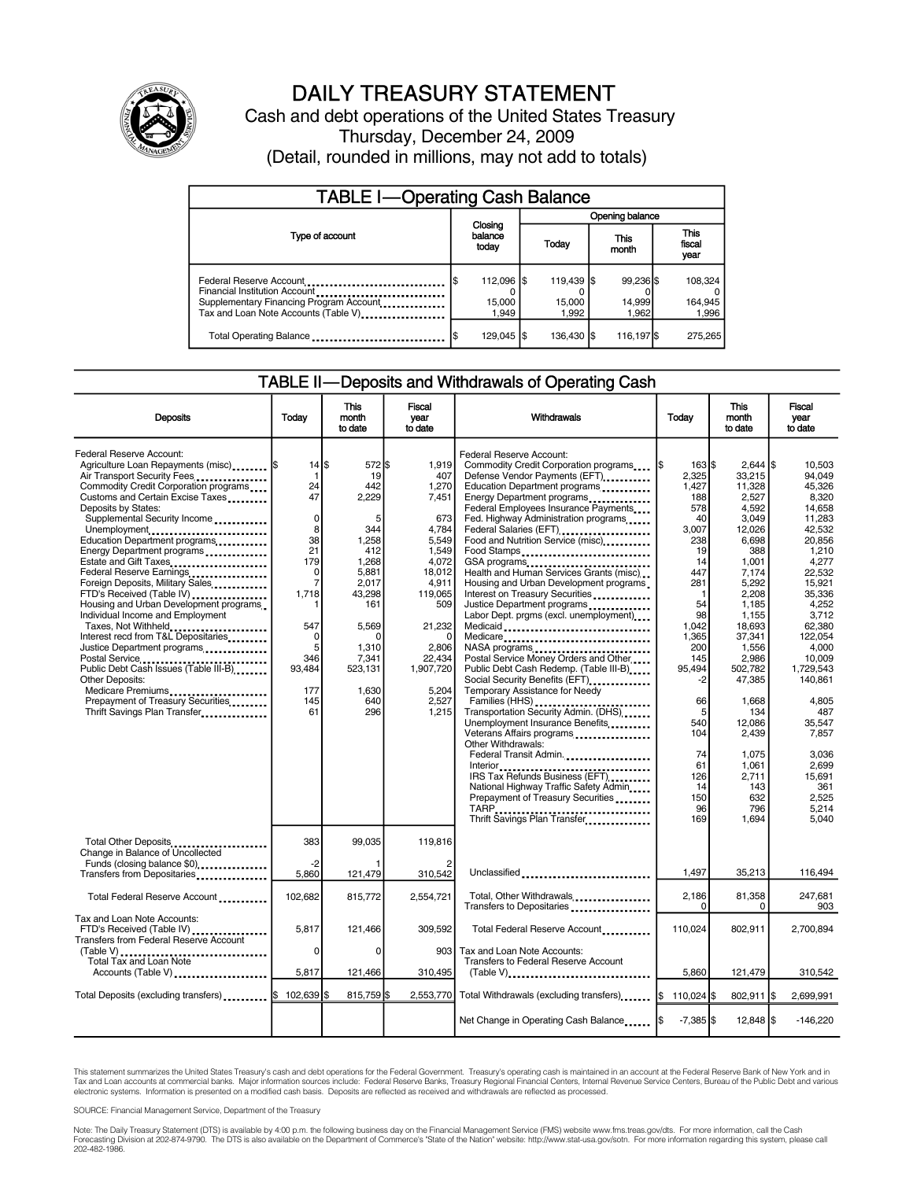# DAILY TREASURY STATEMENT

Cash and debt operations of the United States Treasury

Thursday, December 24, 2009

(Detail, rounded in millions, may not add to totals)

## TABLE I—Operating Cash Balance

| Type of account | Closing balance today | Opening balance Today | This month | This fiscal year |
|---|---|---|---|---|
| Federal Reserve Account | $ 112,096 | $ 119,439 | $ 99,236 | $ 108,324 |
| Financial Institution Account | 0 | 0 | 0 | 0 |
| Supplementary Financing Program Account | 15,000 | 15,000 | 14,999 | 164,945 |
| Tax and Loan Note Accounts (Table V) | 1,949 | 1,992 | 1,962 | 1,996 |
| Total Operating Balance | $ 129,045 | $ 136,430 | $ 116,197 | $ 275,265 |

## TABLE II—Deposits and Withdrawals of Operating Cash

| Deposits | Today | This month to date | Fiscal year to date |
|---|---|---|---|
| Federal Reserve Account: | | | |
| Agriculture Loan Repayments (misc) | $ 14 | $ 572 | $ 1,919 |
| Air Transport Security Fees | 1 | 19 | 407 |
| Commodity Credit Corporation programs | 24 | 442 | 1,270 |
| Customs and Certain Excise Taxes | 47 | 2,229 | 7,451 |
| Deposits by States: | | | |
| Supplemental Security Income | 0 | 5 | 673 |
| Unemployment | 8 | 344 | 4,784 |
| Education Department programs | 38 | 1,258 | 5,549 |
| Energy Department programs | 21 | 412 | 1,549 |
| Estate and Gift Taxes | 179 | 1,268 | 4,072 |
| Federal Reserve Earnings | 0 | 5,881 | 18,012 |
| Foreign Deposits, Military Sales | 7 | 2,017 | 4,911 |
| FTD's Received (Table IV) | 1,718 | 43,298 | 119,065 |
| Housing and Urban Development programs | 1 | 161 | 509 |
| Individual Income and Employment Taxes, Not Withheld | 547 | 5,569 | 21,232 |
| Interest recd from T&L Depositaries | 0 | 0 | 0 |
| Justice Department programs | 5 | 1,310 | 2,806 |
| Postal Service | 346 | 7,341 | 22,434 |
| Public Debt Cash Issues (Table III-B) | 93,484 | 523,131 | 1,907,720 |
| Other Deposits: | | | |
| Medicare Premiums | 177 | 1,630 | 5,204 |
| Prepayment of Treasury Securities | 145 | 640 | 2,527 |
| Thrift Savings Plan Transfer | 61 | 296 | 1,215 |
| Total Other Deposits | 383 | 99,035 | 119,816 |
| Change in Balance of Uncollected Funds (closing balance $0) | -2 | 1 | 2 |
| Transfers from Depositaries | 5,860 | 121,479 | 310,542 |
| Total Federal Reserve Account | 102,682 | 815,772 | 2,554,721 |
| Tax and Loan Note Accounts: | | | |
| FTD's Received (Table IV) | 5,817 | 121,466 | 309,592 |
| Transfers from Federal Reserve Account (Table V) | 0 | 0 | 903 |
| Total Tax and Loan Note Accounts (Table V) | 5,817 | 121,466 | 310,495 |
| Total Deposits (excluding transfers) | $ 102,639 | $ 815,759 | $ 2,553,770 |

| Withdrawals | Today | This month to date | Fiscal year to date |
|---|---|---|---|
| Federal Reserve Account: | | | |
| Commodity Credit Corporation programs | $ 163 | $ 2,644 | $ 10,503 |
| Defense Vendor Payments (EFT) | 2,325 | 33,215 | 94,049 |
| Education Department programs | 1,427 | 11,328 | 45,326 |
| Energy Department programs | 188 | 2,527 | 8,320 |
| Federal Employees Insurance Payments | 578 | 4,592 | 14,658 |
| Fed. Highway Administration programs | 40 | 3,049 | 11,283 |
| Federal Salaries (EFT) | 3,007 | 12,026 | 42,532 |
| Food and Nutrition Service (misc) | 238 | 6,698 | 20,856 |
| Food Stamps | 19 | 388 | 1,210 |
| GSA programs | 14 | 1,001 | 4,277 |
| Health and Human Services Grants (misc) | 447 | 7,174 | 22,532 |
| Housing and Urban Development programs | 281 | 5,292 | 15,921 |
| Interest on Treasury Securities | 1 | 2,208 | 35,336 |
| Justice Department programs | 54 | 1,185 | 4,252 |
| Labor Dept. prgms (excl. unemployment) | 98 | 1,155 | 3,712 |
| Medicaid | 1,042 | 18,693 | 62,380 |
| Medicare | 1,365 | 37,341 | 122,054 |
| NASA programs | 200 | 1,556 | 4,000 |
| Postal Service Money Orders and Other | 145 | 2,986 | 10,009 |
| Public Debt Cash Redemp. (Table III-B) | 95,494 | 502,782 | 1,729,543 |
| Social Security Benefits (EFT) | -2 | 47,385 | 140,861 |
| Temporary Assistance for Needy Families (HHS) | 66 | 1,668 | 4,805 |
| Transportation Security Admin. (DHS) | 5 | 134 | 487 |
| Unemployment Insurance Benefits | 540 | 12,086 | 35,547 |
| Veterans Affairs programs | 104 | 2,439 | 7,857 |
| Other Withdrawals: | | | |
| Federal Transit Admin. | 74 | 1,075 | 3,036 |
| Interior | 61 | 1,061 | 2,699 |
| IRS Tax Refunds Business (EFT) | 126 | 2,711 | 15,691 |
| National Highway Traffic Safety Admin | 14 | 143 | 361 |
| Prepayment of Treasury Securities | 150 | 632 | 2,525 |
| TARP | 96 | 796 | 5,214 |
| Thrift Savings Plan Transfer | 169 | 1,694 | 5,040 |
| Unclassified | 1,497 | 35,213 | 116,494 |
| Total, Other Withdrawals | 2,186 | 81,358 | 247,681 |
| Transfers to Depositaries | 0 | 0 | 903 |
| Total Federal Reserve Account | 110,024 | 802,911 | 2,700,894 |
| Tax and Loan Note Accounts: | | | |
| Transfers to Federal Reserve Account (Table V) | 5,860 | 121,479 | 310,542 |
| Total Withdrawals (excluding transfers) | $ 110,024 | $ 802,911 | $ 2,699,991 |
| Net Change in Operating Cash Balance | $ -7,385 | $ 12,848 | $ -146,220 |

This statement summarizes the United States Treasury's cash and debt operations for the Federal Government. Treasury's operating cash is maintained in an account at the Federal Reserve Bank of New York and in Tax and Loan accounts at commercial banks. Major information sources include: Federal Reserve Banks, Treasury Regional Financial Centers, Internal Revenue Service Centers, Bureau of the Public Debt and various electronic systems. Information is presented on a modified cash basis. Deposits are reflected as received and withdrawals are reflected as processed.

SOURCE: Financial Management Service, Department of the Treasury

Note: The Daily Treasury Statement (DTS) is available by 4:00 p.m. the following business day on the Financial Management Service (FMS) website www.fms.treas.gov/dts. For more information, call the Cash Forecasting Division at 202-874-9790. The DTS is also available on the Department of Commerce's "State of the Nation" website: http://www.stat-usa.gov/sotn. For more information regarding this system, please call 202-482-1986.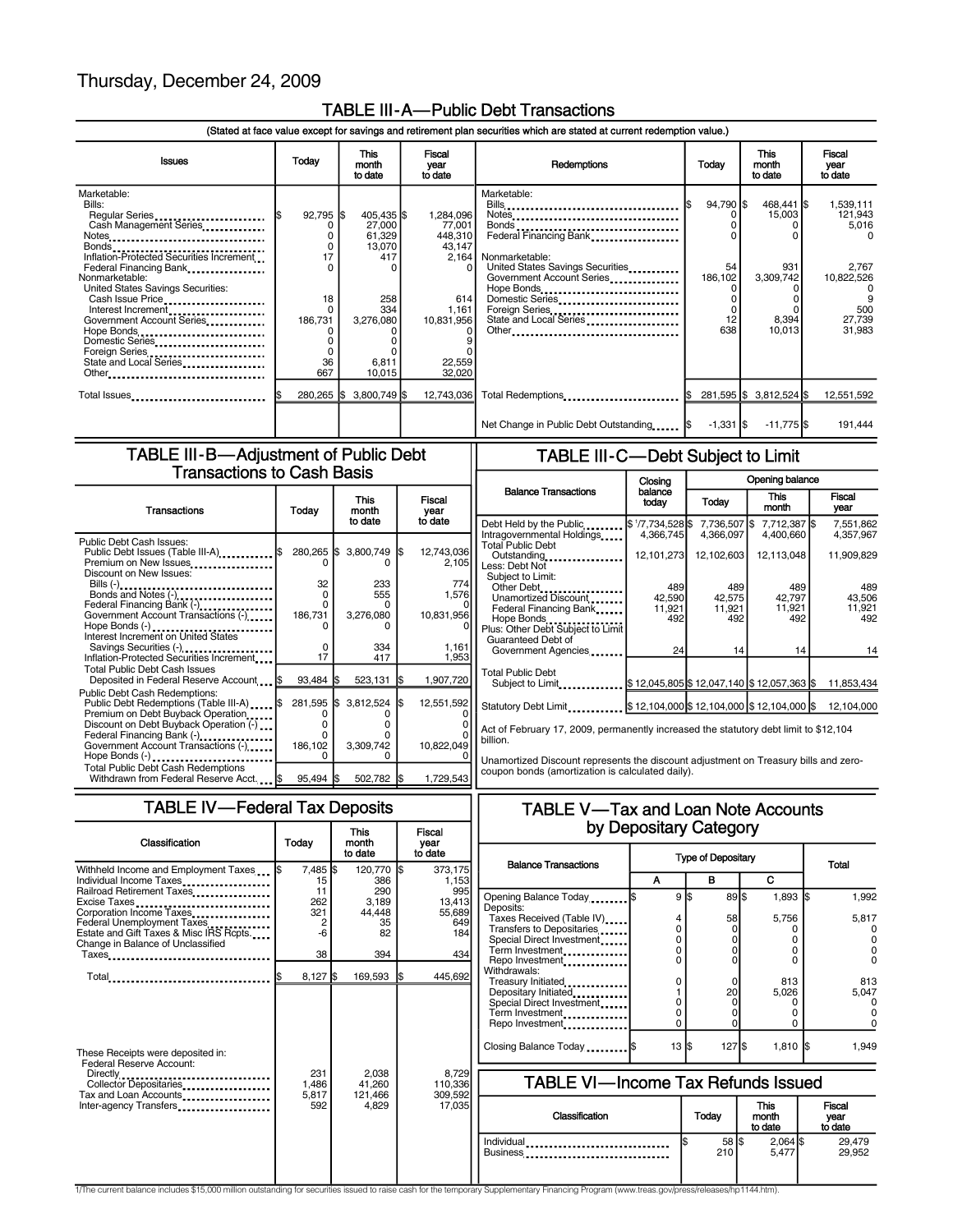Thursday, December 24, 2009

## TABLE III-A—Public Debt Transactions

(Stated at face value except for savings and retirement plan securities which are stated at current redemption value.)

| Issues | Today | This month to date | Fiscal year to date |
|---|---|---|---|
| Marketable: | | | |
| Bills: | | | |
| Regular Series | $ 92,795 | $ 405,435 | $ 1,284,096 |
| Cash Management Series | 0 | 27,000 | 77,001 |
| Notes | 0 | 61,329 | 448,310 |
| Bonds | 0 | 13,070 | 43,147 |
| Inflation-Protected Securities Increment | 17 | 417 | 2,164 |
| Federal Financing Bank | 0 | 0 | 0 |
| Nonmarketable: | | | |
| United States Savings Securities: | | | |
| Cash Issue Price | 18 | 258 | 614 |
| Interest Increment | 0 | 334 | 1,161 |
| Government Account Series | 186,731 | 3,276,080 | 10,831,956 |
| Hope Bonds | 0 | 0 | 0 |
| Domestic Series | 0 | 0 | 9 |
| Foreign Series | 0 | 0 | 0 |
| State and Local Series | 36 | 6,811 | 22,559 |
| Other | 667 | 10,015 | 32,020 |
| Total Issues | $ 280,265 | $ 3,800,749 | $ 12,743,036 |

| Redemptions | Today | This month to date | Fiscal year to date |
|---|---|---|---|
| Marketable: | | | |
| Bills | $ 94,790 | $ 468,441 | $ 1,539,111 |
| Notes | 0 | 15,003 | 121,943 |
| Bonds | 0 | 0 | 5,016 |
| Federal Financing Bank | 0 | 0 | 0 |
| Nonmarketable: | | | |
| United States Savings Securities | 54 | 931 | 2,767 |
| Government Account Series | 186,102 | 3,309,742 | 10,822,526 |
| Hope Bonds | 0 | 0 | 0 |
| Domestic Series | 0 | 0 | 9 |
| Foreign Series | 0 | 0 | 500 |
| State and Local Series | 12 | 8,394 | 27,739 |
| Other | 638 | 10,013 | 31,983 |
| Total Redemptions | $ 281,595 | $ 3,812,524 | $ 12,551,592 |
| Net Change in Public Debt Outstanding | $ -1,331 | $ -11,775 | $ 191,444 |

## TABLE III-B—Adjustment of Public Debt Transactions to Cash Basis

| Transactions | Today | This month to date | Fiscal year to date |
|---|---|---|---|
| Public Debt Cash Issues: | | | |
| Public Debt Issues (Table III-A) | $ 280,265 | $ 3,800,749 | $ 12,743,036 |
| Premium on New Issues | 0 | 0 | 2,105 |
| Discount on New Issues: | | | |
| Bills (-) | 32 | 233 | 774 |
| Bonds and Notes (-) | 0 | 555 | 1,576 |
| Federal Financing Bank (-) | 0 | 0 | 0 |
| Government Account Transactions (-) | 186,731 | 3,276,080 | 10,831,956 |
| Hope Bonds (-) | 0 | 0 | 0 |
| Interest Increment on United States Savings Securities (-) | 0 | 334 | 1,161 |
| Inflation-Protected Securities Increment | 17 | 417 | 1,953 |
| Total Public Debt Cash Issues Deposited in Federal Reserve Account | $ 93,484 | $ 523,131 | $ 1,907,720 |
| Public Debt Cash Redemptions: | | | |
| Public Debt Redemptions (Table III-A) | $ 281,595 | $ 3,812,524 | $ 12,551,592 |
| Premium on Debt Buyback Operation | 0 | 0 | 0 |
| Discount on Debt Buyback Operation (-) | 0 | 0 | 0 |
| Federal Financing Bank (-) | 0 | 0 | 0 |
| Government Account Transactions (-) | 186,102 | 3,309,742 | 10,822,049 |
| Hope Bonds (-) | 0 | 0 | 0 |
| Total Public Debt Cash Redemptions Withdrawn from Federal Reserve Acct. | $ 95,494 | $ 502,782 | $ 1,729,543 |

## TABLE III-C—Debt Subject to Limit

| Balance Transactions | Closing balance today | Opening balance Today | Opening balance This month | Opening balance Fiscal year |
|---|---|---|---|---|
| Debt Held by the Public | $ [1]7,734,528 | $ 7,736,507 | $ 7,712,387 | $ 7,551,862 |
| Intragovernmental Holdings | 4,366,745 | 4,366,097 | 4,400,660 | 4,357,967 |
| Total Public Debt Outstanding | 12,101,273 | 12,102,603 | 12,113,048 | 11,909,829 |
| Less: Debt Not Subject to Limit: | | | | |
| Other Debt | 489 | 489 | 489 | 489 |
| Unamortized Discount | 42,590 | 42,575 | 42,797 | 43,506 |
| Federal Financing Bank | 11,921 | 11,921 | 11,921 | 11,921 |
| Hope Bonds | 492 | 492 | 492 | 492 |
| Plus: Other Debt Subject to Limit Guaranteed Debt of Government Agencies | 24 | 14 | 14 | 14 |
| Total Public Debt Subject to Limit | $ 12,045,805 | $ 12,047,140 | $ 12,057,363 | $ 11,853,434 |
| Statutory Debt Limit | $ 12,104,000 | $ 12,104,000 | $ 12,104,000 | $ 12,104,000 |

Act of February 17, 2009, permanently increased the statutory debt limit to $12,104 billion.

Unamortized Discount represents the discount adjustment on Treasury bills and zero-coupon bonds (amortization is calculated daily).

## TABLE IV—Federal Tax Deposits

| Classification | Today | This month to date | Fiscal year to date |
|---|---|---|---|
| Withheld Income and Employment Taxes | $ 7,485 | $ 120,770 | $ 373,175 |
| Individual Income Taxes | 15 | 386 | 1,153 |
| Railroad Retirement Taxes | 11 | 290 | 995 |
| Excise Taxes | 262 | 3,189 | 13,413 |
| Corporation Income Taxes | 321 | 44,448 | 55,689 |
| Federal Unemployment Taxes | 2 | 35 | 649 |
| Estate and Gift Taxes & Misc IRS Rcpts. | -6 | 82 | 184 |
| Change in Balance of Unclassified Taxes | 38 | 394 | 434 |
| Total | $ 8,127 | $ 169,593 | $ 445,692 |
| These Receipts were deposited in: | | | |
| Federal Reserve Account: | | | |
| Directly | 231 | 2,038 | 8,729 |
| Collector Depositaries | 1,486 | 41,260 | 110,336 |
| Tax and Loan Accounts | 5,817 | 121,466 | 309,592 |
| Inter-agency Transfers | 592 | 4,829 | 17,035 |

## TABLE V—Tax and Loan Note Accounts by Depositary Category

| Balance Transactions | A | B | C | Total |
|---|---|---|---|---|
| Opening Balance Today | $ 9 | $ 89 | $ 1,893 | $ 1,992 |
| Deposits: | | | | |
| Taxes Received (Table IV) | 4 | 58 | 5,756 | 5,817 |
| Transfers to Depositaries | 0 | 0 | 0 | 0 |
| Special Direct Investment | 0 | 0 | 0 | 0 |
| Term Investment | 0 | 0 | 0 | 0 |
| Repo Investment | 0 | 0 | 0 | 0 |
| Withdrawals: | | | | |
| Treasury Initiated | 0 | 0 | 813 | 813 |
| Depositary Initiated | 1 | 20 | 5,026 | 5,047 |
| Special Direct Investment | 0 | 0 | 0 | 0 |
| Term Investment | 0 | 0 | 0 | 0 |
| Repo Investment | 0 | 0 | 0 | 0 |
| Closing Balance Today | $ 13 | $ 127 | $ 1,810 | $ 1,949 |

## TABLE VI—Income Tax Refunds Issued

| Classification | Today | This month to date | Fiscal year to date |
|---|---|---|---|
| Individual | $ 58 | $ 2,064 | $ 29,479 |
| Business | 210 | 5,477 | 29,952 |

1/The current balance includes $15,000 million outstanding for securities issued to raise cash for the temporary Supplementary Financing Program (www.treas.gov/press/releases/hp1144.htm).